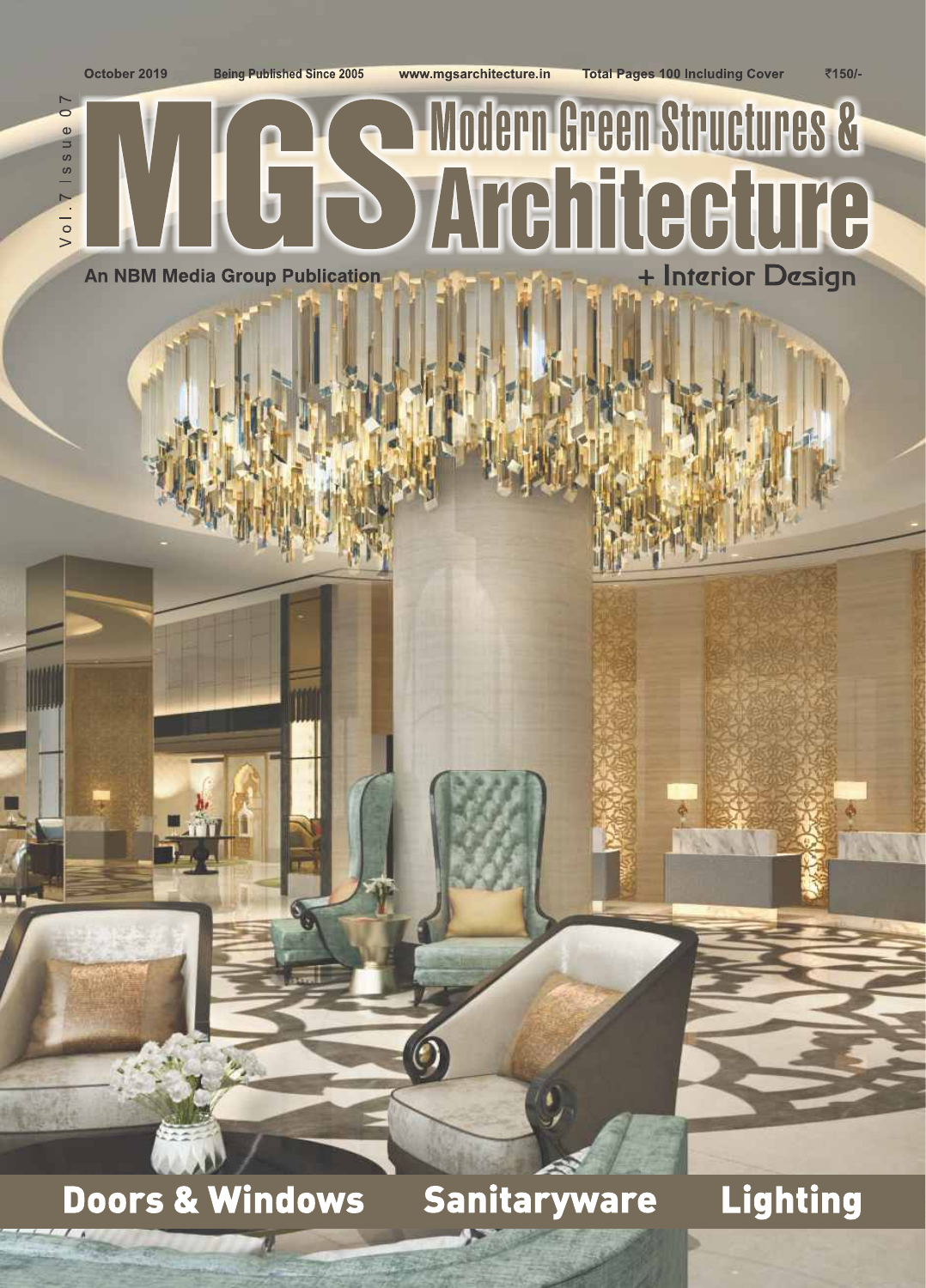October 2019 Being Published Since 2005 www.mgsarchitecture.in Total Pages 100 Including Cover ₹150/-

Vol. 7 | Issue 07

# MGS Modern Green Structures & Architecture

+ Interior Design

An NBM Media Group Publication

**Doors & Windows** **Sanitaryware** **Lighting**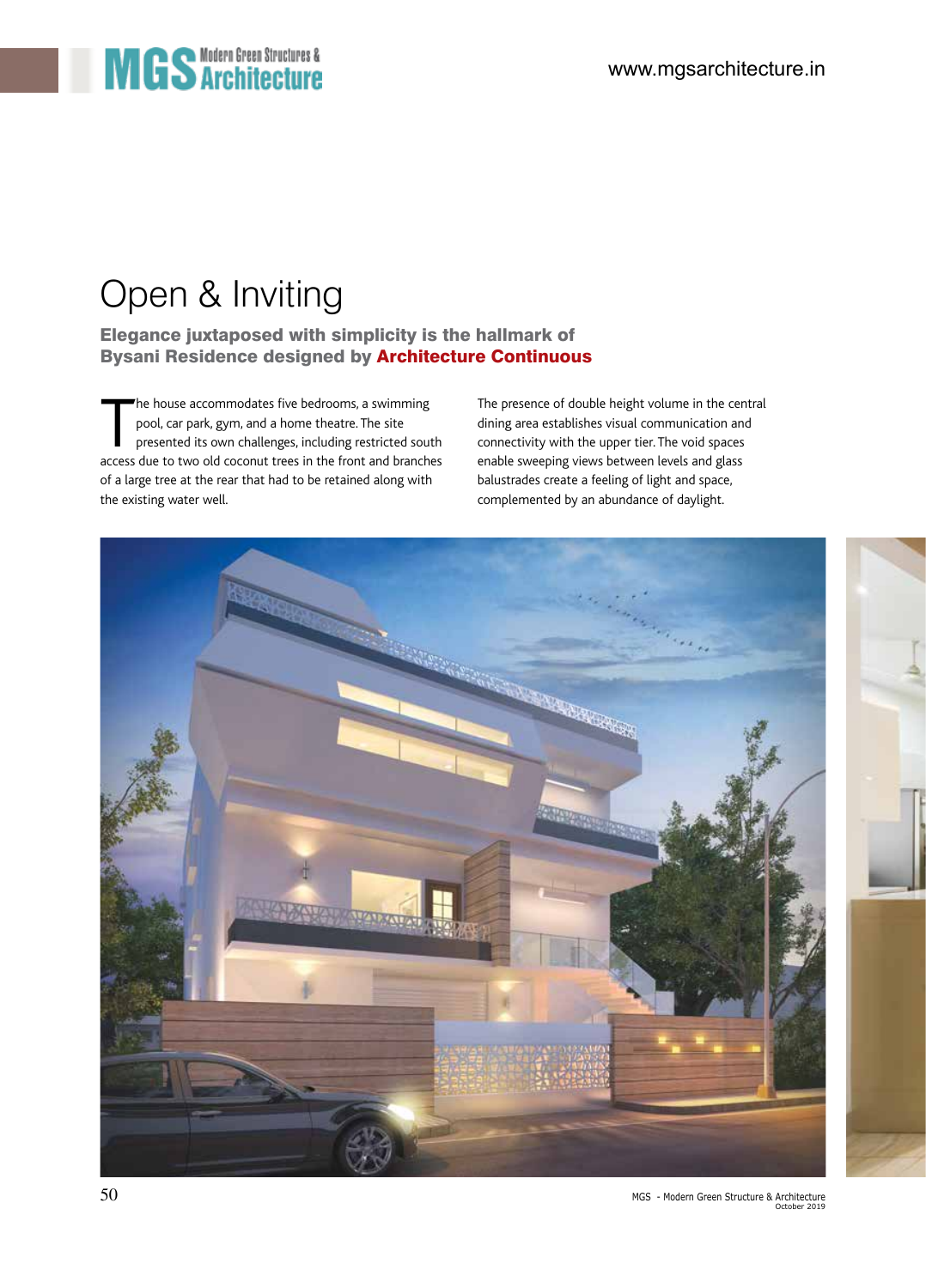# Open & Inviting

**Elegance juxtaposed with simplicity is the hallmark of Bysani Residence designed by Architecture Continuous**

The house accommodates five bedrooms, a swimming pool, car park, gym, and a home theatre. The site presented its own challenges, including restricted south access due to two old coconut trees in the front and branches of a large tree at the rear that had to be retained along with the existing water well.

The presence of double height volume in the central dining area establishes visual communication and connectivity with the upper tier. The void spaces enable sweeping views between levels and glass balustrades create a feeling of light and space, complemented by an abundance of daylight.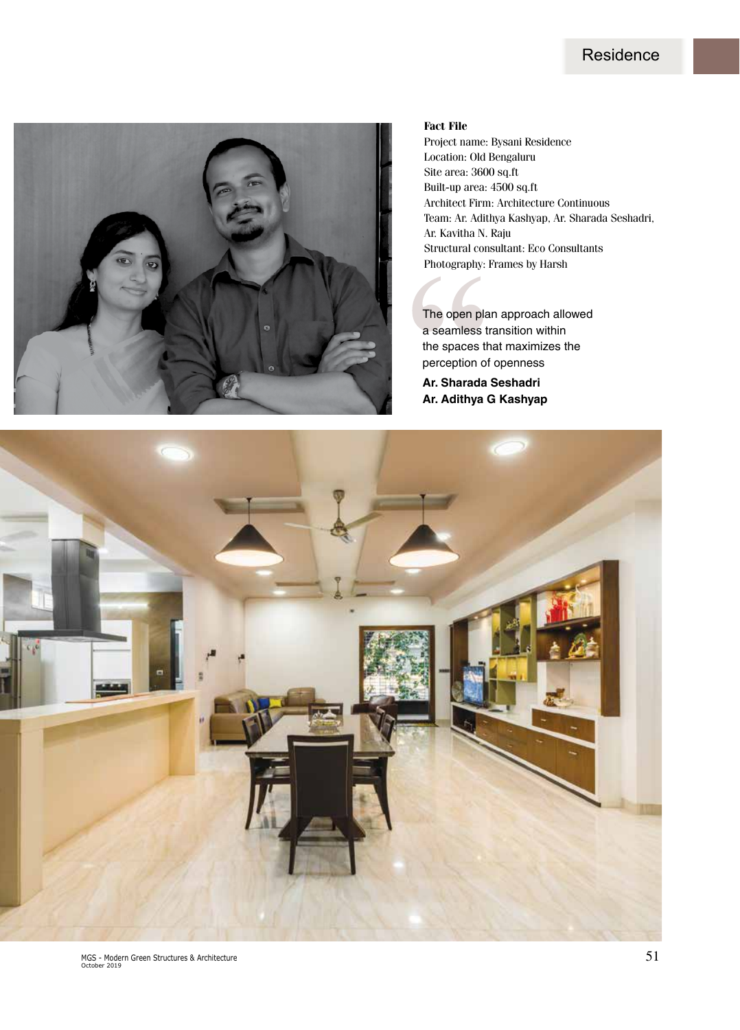**Fact File**

Project name: Bysani Residence
Location: Old Bengaluru
Site area: 3600 sq.ft
Built-up area: 4500 sq.ft
Architect Firm: Architecture Continuous
Team: Ar. Adithya Kashyap, Ar. Sharada Seshadri, Ar. Kavitha N. Raju
Structural consultant: Eco Consultants
Photography: Frames by Harsh

> The open plan approach allowed a seamless transition within the spaces that maximizes the perception of openness
>
> **Ar. Sharada Seshadri**
> **Ar. Adithya G Kashyap**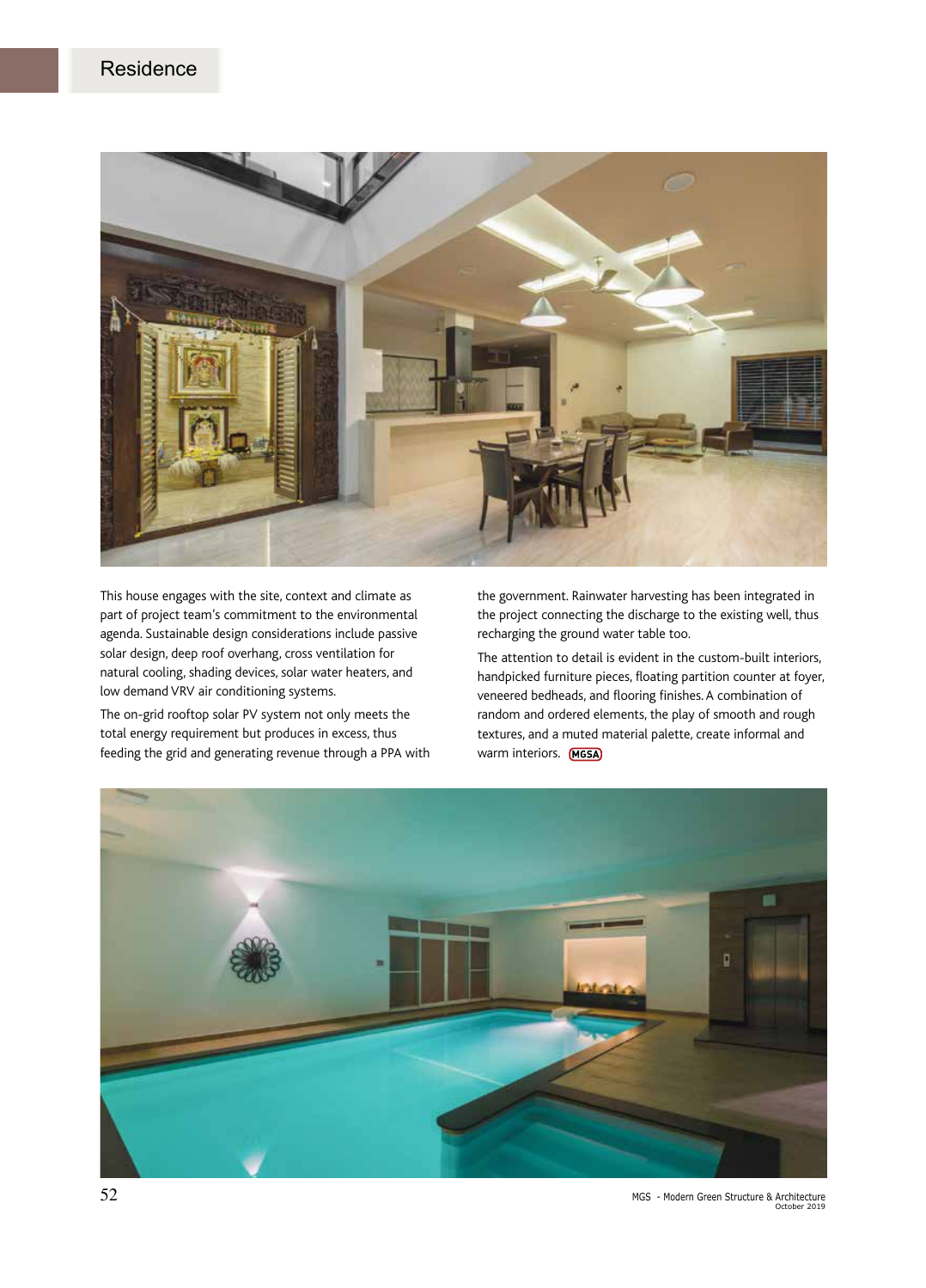This house engages with the site, context and climate as part of project team's commitment to the environmental agenda. Sustainable design considerations include passive solar design, deep roof overhang, cross ventilation for natural cooling, shading devices, solar water heaters, and low demand VRV air conditioning systems.

The on-grid rooftop solar PV system not only meets the total energy requirement but produces in excess, thus feeding the grid and generating revenue through a PPA with the government. Rainwater harvesting has been integrated in the project connecting the discharge to the existing well, thus recharging the ground water table too.

The attention to detail is evident in the custom-built interiors, handpicked furniture pieces, floating partition counter at foyer, veneered bedheads, and flooring finishes. A combination of random and ordered elements, the play of smooth and rough textures, and a muted material palette, create informal and warm interiors. MGSA